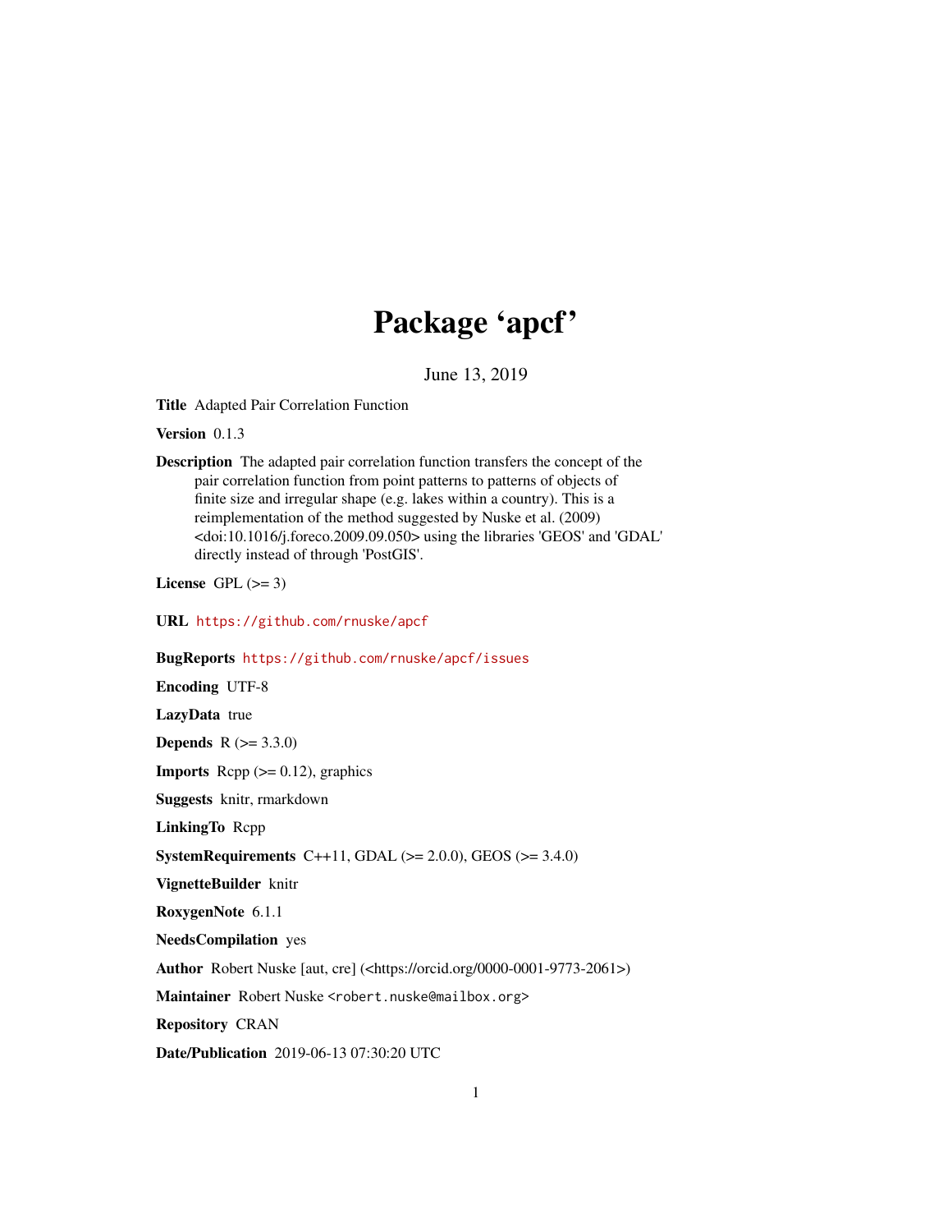# Package 'apcf'

June 13, 2019

**Title** Adapted Pair Correlation Function

**Version** 0.1.3

**Description** The adapted pair correlation function transfers the concept of the pair correlation function from point patterns to patterns of objects of finite size and irregular shape (e.g. lakes within a country). This is a reimplementation of the method suggested by Nuske et al. (2009) <doi:10.1016/j.foreco.2009.09.050> using the libraries 'GEOS' and 'GDAL' directly instead of through 'PostGIS'.

**License** GPL (>= 3)

**URL** https://github.com/rnuske/apcf

**BugReports** https://github.com/rnuske/apcf/issues

**Encoding** UTF-8

**LazyData** true

**Depends** R (>= 3.3.0)

**Imports** Rcpp (>= 0.12), graphics

**Suggests** knitr, rmarkdown

**LinkingTo** Rcpp

**SystemRequirements** C++11, GDAL (>= 2.0.0), GEOS (>= 3.4.0)

**VignetteBuilder** knitr

**RoxygenNote** 6.1.1

**NeedsCompilation** yes

**Author** Robert Nuske [aut, cre] (<https://orcid.org/0000-0001-9773-2061>)

**Maintainer** Robert Nuske <robert.nuske@mailbox.org>

**Repository** CRAN

**Date/Publication** 2019-06-13 07:30:20 UTC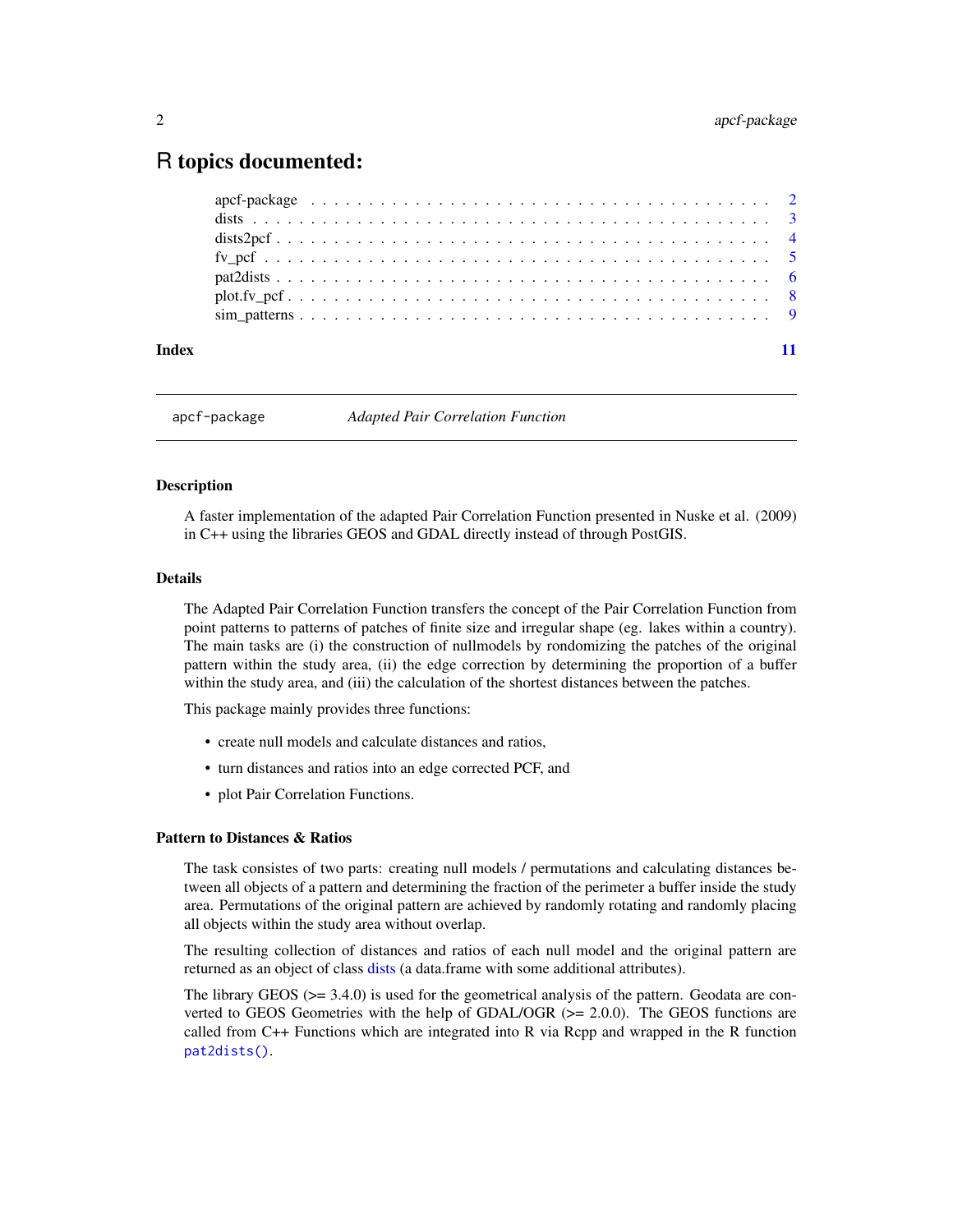# R topics documented:

| | |
|---|---|
| apcf-package | 2 |
| dists | 3 |
| dists2pcf | 4 |
| fv_pcf | 5 |
| pat2dists | 6 |
| plot.fv_pcf | 8 |
| sim_patterns | 9 |
| **Index** | **11** |

---

`apcf-package` &nbsp;&nbsp;&nbsp;&nbsp; *Adapted Pair Correlation Function*

---

### Description

A faster implementation of the adapted Pair Correlation Function presented in Nuske et al. (2009) in C++ using the libraries GEOS and GDAL directly instead of through PostGIS.

### Details

The Adapted Pair Correlation Function transfers the concept of the Pair Correlation Function from point patterns to patterns of patches of finite size and irregular shape (eg. lakes within a country). The main tasks are (i) the construction of nullmodels by rondomizing the patches of the original pattern within the study area, (ii) the edge correction by determining the proportion of a buffer within the study area, and (iii) the calculation of the shortest distances between the patches.

This package mainly provides three functions:

- create null models and calculate distances and ratios,
- turn distances and ratios into an edge corrected PCF, and
- plot Pair Correlation Functions.

### Pattern to Distances & Ratios

The task consistes of two parts: creating null models / permutations and calculating distances between all objects of a pattern and determining the fraction of the perimeter a buffer inside the study area. Permutations of the original pattern are achieved by randomly rotating and randomly placing all objects within the study area without overlap.

The resulting collection of distances and ratios of each null model and the original pattern are returned as an object of class dists (a data.frame with some additional attributes).

The library GEOS (>= 3.4.0) is used for the geometrical analysis of the pattern. Geodata are converted to GEOS Geometries with the help of GDAL/OGR (>= 2.0.0). The GEOS functions are called from C++ Functions which are integrated into R via Rcpp and wrapped in the R function `pat2dists()`.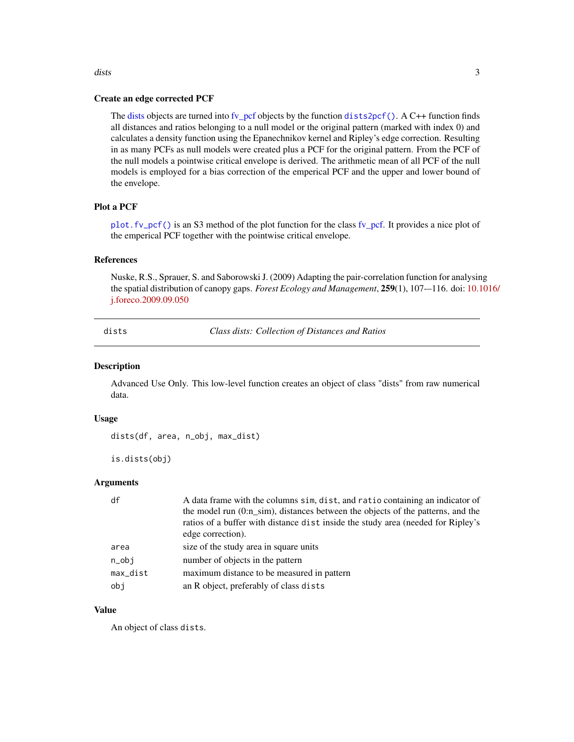### Create an edge corrected PCF

The dists objects are turned into fv_pcf objects by the function `dists2pcf()`. A C++ function finds all distances and ratios belonging to a null model or the original pattern (marked with index 0) and calculates a density function using the Epanechnikov kernel and Ripley's edge correction. Resulting in as many PCFs as null models were created plus a PCF for the original pattern. From the PCF of the null models a pointwise critical envelope is derived. The arithmetic mean of all PCF of the null models is employed for a bias correction of the emperical PCF and the upper and lower bound of the envelope.

### Plot a PCF

`plot.fv_pcf()` is an S3 method of the plot function for the class fv_pcf. It provides a nice plot of the emperical PCF together with the pointwise critical envelope.

### References

Nuske, R.S., Sprauer, S. and Saborowski J. (2009) Adapting the pair-correlation function for analysing the spatial distribution of canopy gaps. *Forest Ecology and Management*, **259**(1), 107-–116. doi: 10.1016/j.foreco.2009.09.050

---

`dists` *Class dists: Collection of Distances and Ratios*

---

### Description

Advanced Use Only. This low-level function creates an object of class "dists" from raw numerical data.

### Usage

```
dists(df, area, n_obj, max_dist)

is.dists(obj)
```

### Arguments

| | |
|---|---|
| `df` | A data frame with the columns `sim`, `dist`, and `ratio` containing an indicator of the model run (0:n_sim), distances between the objects of the patterns, and the ratios of a buffer with distance `dist` inside the study area (needed for Ripley's edge correction). |
| `area` | size of the study area in square units |
| `n_obj` | number of objects in the pattern |
| `max_dist` | maximum distance to be measured in pattern |
| `obj` | an R object, preferably of class `dists` |

### Value

An object of class `dists`.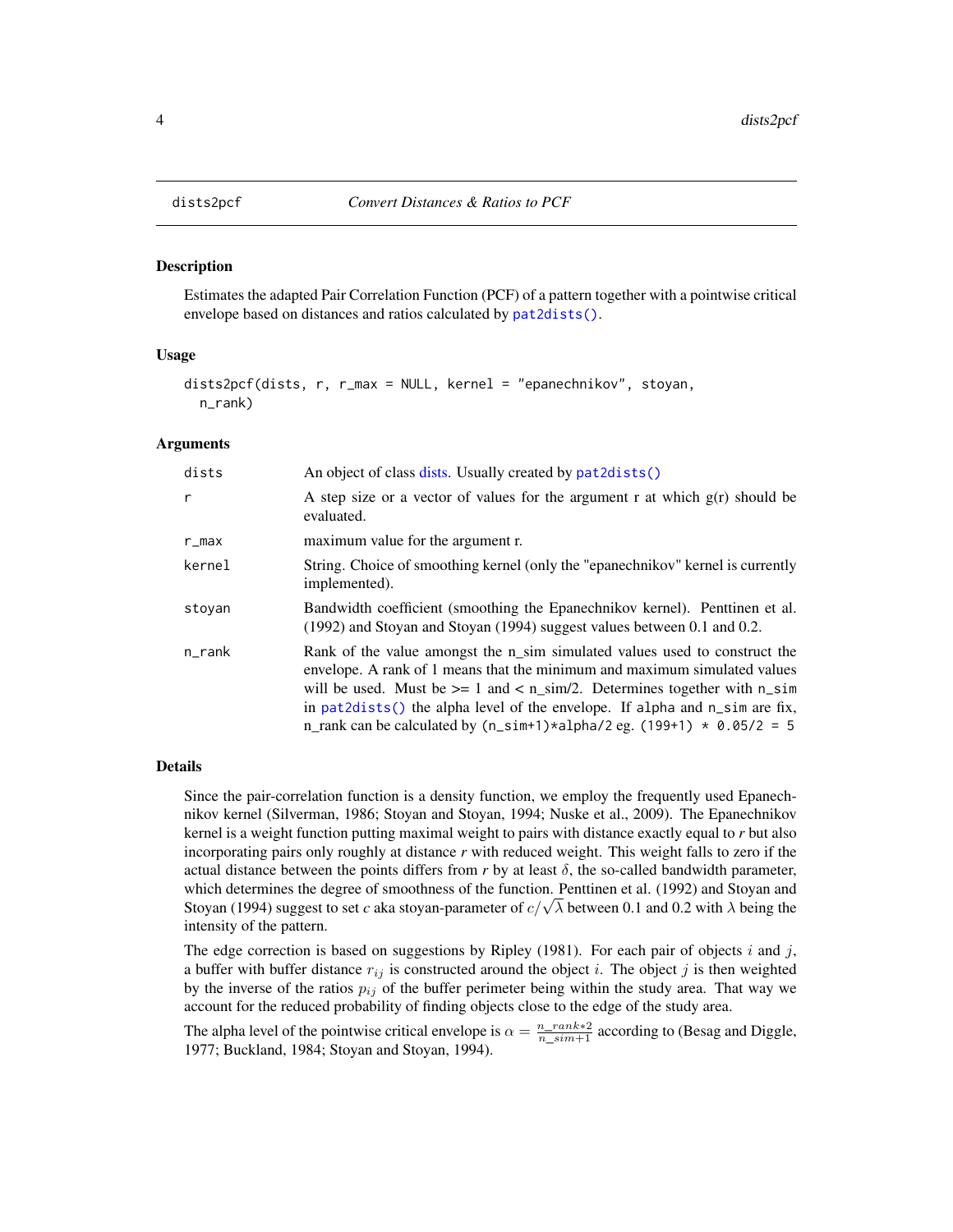# dists2pcf — *Convert Distances & Ratios to PCF*

## Description

Estimates the adapted Pair Correlation Function (PCF) of a pattern together with a pointwise critical envelope based on distances and ratios calculated by `pat2dists()`.

## Usage

```
dists2pcf(dists, r, r_max = NULL, kernel = "epanechnikov", stoyan,
  n_rank)
```

## Arguments

| | |
|---|---|
| `dists` | An object of class dists. Usually created by `pat2dists()` |
| `r` | A step size or a vector of values for the argument r at which g(r) should be evaluated. |
| `r_max` | maximum value for the argument r. |
| `kernel` | String. Choice of smoothing kernel (only the "epanechnikov" kernel is currently implemented). |
| `stoyan` | Bandwidth coefficient (smoothing the Epanechnikov kernel). Penttinen et al. (1992) and Stoyan and Stoyan (1994) suggest values between 0.1 and 0.2. |
| `n_rank` | Rank of the value amongst the n_sim simulated values used to construct the envelope. A rank of 1 means that the minimum and maximum simulated values will be used. Must be >= 1 and < n_sim/2. Determines together with `n_sim` in `pat2dists()` the alpha level of the envelope. If `alpha` and `n_sim` are fix, n_rank can be calculated by `(n_sim+1)*alpha/2` eg. `(199+1) * 0.05/2 = 5` |

## Details

Since the pair-correlation function is a density function, we employ the frequently used Epanechnikov kernel (Silverman, 1986; Stoyan and Stoyan, 1994; Nuske et al., 2009). The Epanechnikov kernel is a weight function putting maximal weight to pairs with distance exactly equal to *r* but also incorporating pairs only roughly at distance *r* with reduced weight. This weight falls to zero if the actual distance between the points differs from *r* by at least $\delta$, the so-called bandwidth parameter, which determines the degree of smoothness of the function. Penttinen et al. (1992) and Stoyan and Stoyan (1994) suggest to set *c* aka stoyan-parameter of $c/\sqrt{\lambda}$ between 0.1 and 0.2 with $\lambda$ being the intensity of the pattern.

The edge correction is based on suggestions by Ripley (1981). For each pair of objects $i$ and $j$, a buffer with buffer distance $r_{ij}$ is constructed around the object $i$. The object $j$ is then weighted by the inverse of the ratios $p_{ij}$ of the buffer perimeter being within the study area. That way we account for the reduced probability of finding objects close to the edge of the study area.

The alpha level of the pointwise critical envelope is $\alpha = \frac{n\_rank*2}{n\_sim+1}$ according to (Besag and Diggle, 1977; Buckland, 1984; Stoyan and Stoyan, 1994).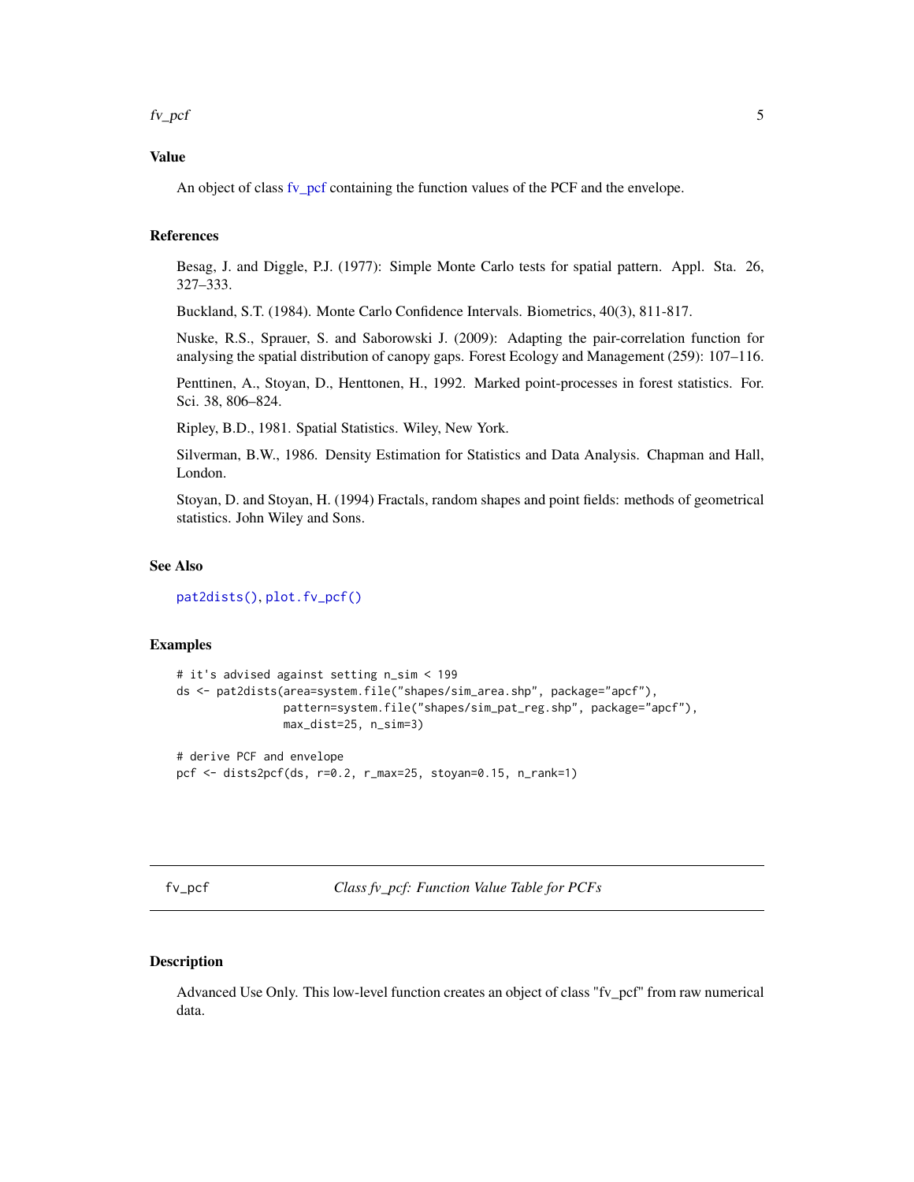### Value

An object of class fv_pcf containing the function values of the PCF and the envelope.

### References

Besag, J. and Diggle, P.J. (1977): Simple Monte Carlo tests for spatial pattern. Appl. Sta. 26, 327–333.

Buckland, S.T. (1984). Monte Carlo Confidence Intervals. Biometrics, 40(3), 811-817.

Nuske, R.S., Sprauer, S. and Saborowski J. (2009): Adapting the pair-correlation function for analysing the spatial distribution of canopy gaps. Forest Ecology and Management (259): 107–116.

Penttinen, A., Stoyan, D., Henttonen, H., 1992. Marked point-processes in forest statistics. For. Sci. 38, 806–824.

Ripley, B.D., 1981. Spatial Statistics. Wiley, New York.

Silverman, B.W., 1986. Density Estimation for Statistics and Data Analysis. Chapman and Hall, London.

Stoyan, D. and Stoyan, H. (1994) Fractals, random shapes and point fields: methods of geometrical statistics. John Wiley and Sons.

### See Also

`pat2dists()`, `plot.fv_pcf()`

### Examples

```
# it's advised against setting n_sim < 199
ds <- pat2dists(area=system.file("shapes/sim_area.shp", package="apcf"),
                pattern=system.file("shapes/sim_pat_reg.shp", package="apcf"),
                max_dist=25, n_sim=3)

# derive PCF and envelope
pcf <- dists2pcf(ds, r=0.2, r_max=25, stoyan=0.15, n_rank=1)
```

---

## fv_pcf — *Class fv_pcf: Function Value Table for PCFs*

### Description

Advanced Use Only. This low-level function creates an object of class "fv_pcf" from raw numerical data.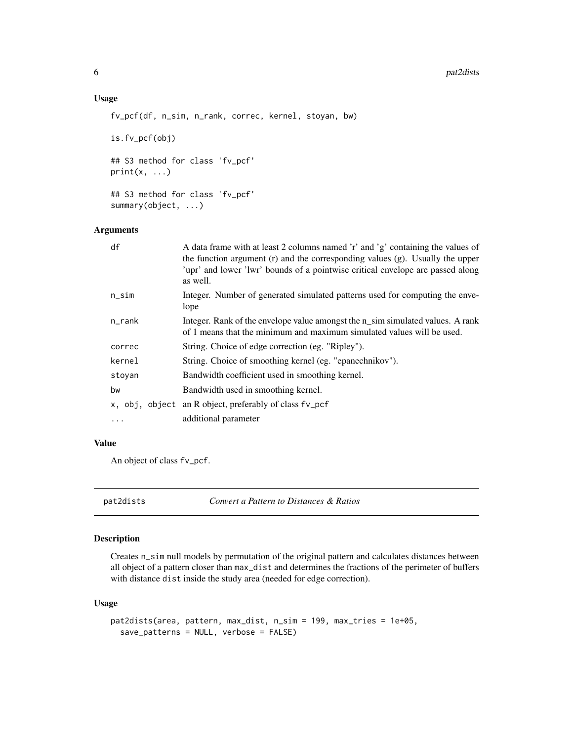## Usage

```
fv_pcf(df, n_sim, n_rank, correc, kernel, stoyan, bw)

is.fv_pcf(obj)

## S3 method for class 'fv_pcf'
print(x, ...)

## S3 method for class 'fv_pcf'
summary(object, ...)
```

## Arguments

| | |
|---|---|
| df | A data frame with at least 2 columns named 'r' and 'g' containing the values of the function argument (r) and the corresponding values (g). Usually the upper 'upr' and lower 'lwr' bounds of a pointwise critical envelope are passed along as well. |
| n_sim | Integer. Number of generated simulated patterns used for computing the envelope |
| n_rank | Integer. Rank of the envelope value amongst the n_sim simulated values. A rank of 1 means that the minimum and maximum simulated values will be used. |
| correc | String. Choice of edge correction (eg. "Ripley"). |
| kernel | String. Choice of smoothing kernel (eg. "epanechnikov"). |
| stoyan | Bandwidth coefficient used in smoothing kernel. |
| bw | Bandwidth used in smoothing kernel. |
| x, obj, object | an R object, preferably of class fv_pcf |
| ... | additional parameter |

## Value

An object of class `fv_pcf`.

---

# pat2dists — *Convert a Pattern to Distances & Ratios*

## Description

Creates `n_sim` null models by permutation of the original pattern and calculates distances between all object of a pattern closer than `max_dist` and determines the fractions of the perimeter of buffers with distance `dist` inside the study area (needed for edge correction).

## Usage

```
pat2dists(area, pattern, max_dist, n_sim = 199, max_tries = 1e+05,
  save_patterns = NULL, verbose = FALSE)
```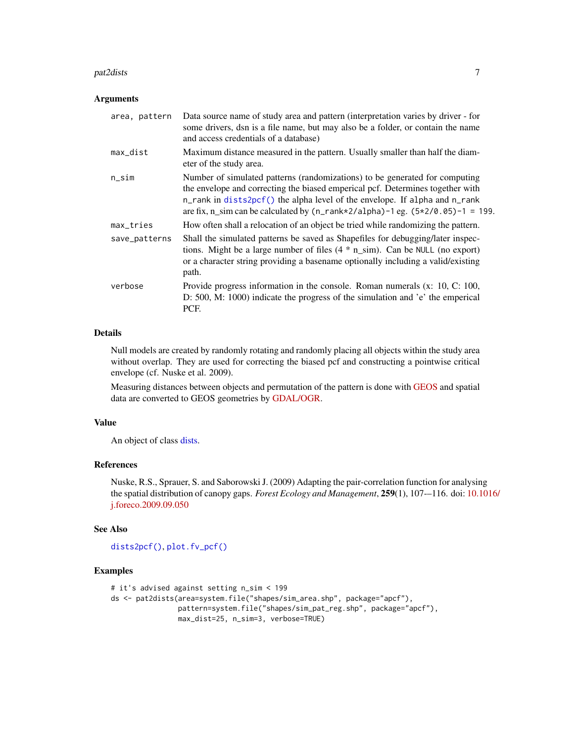### Arguments

| | |
|---|---|
| `area, pattern` | Data source name of study area and pattern (interpretation varies by driver - for some drivers, dsn is a file name, but may also be a folder, or contain the name and access credentials of a database) |
| `max_dist` | Maximum distance measured in the pattern. Usually smaller than half the diameter of the study area. |
| `n_sim` | Number of simulated patterns (randomizations) to be generated for computing the envelope and correcting the biased emperical pcf. Determines together with `n_rank` in `dists2pcf()` the alpha level of the envelope. If `alpha` and `n_rank` are fix, n_sim can be calculated by `(n_rank*2/alpha)-1` eg. `(5*2/0.05)-1 = 199`. |
| `max_tries` | How often shall a relocation of an object be tried while randomizing the pattern. |
| `save_patterns` | Shall the simulated patterns be saved as Shapefiles for debugging/later inspections. Might be a large number of files (4 * n_sim). Can be `NULL` (no export) or a character string providing a basename optionally including a valid/existing path. |
| `verbose` | Provide progress information in the console. Roman numerals (x: 10, C: 100, D: 500, M: 1000) indicate the progress of the simulation and 'e' the emperical PCF. |

### Details

Null models are created by randomly rotating and randomly placing all objects within the study area without overlap. They are used for correcting the biased pcf and constructing a pointwise critical envelope (cf. Nuske et al. 2009).

Measuring distances between objects and permutation of the pattern is done with GEOS and spatial data are converted to GEOS geometries by GDAL/OGR.

### Value

An object of class dists.

### References

Nuske, R.S., Sprauer, S. and Saborowski J. (2009) Adapting the pair-correlation function for analysing the spatial distribution of canopy gaps. *Forest Ecology and Management*, **259**(1), 107–-116. doi: 10.1016/j.foreco.2009.09.050

### See Also

`dists2pcf()`, `plot.fv_pcf()`

### Examples

```
# it's advised against setting n_sim < 199
ds <- pat2dists(area=system.file("shapes/sim_area.shp", package="apcf"),
                pattern=system.file("shapes/sim_pat_reg.shp", package="apcf"),
                max_dist=25, n_sim=3, verbose=TRUE)
```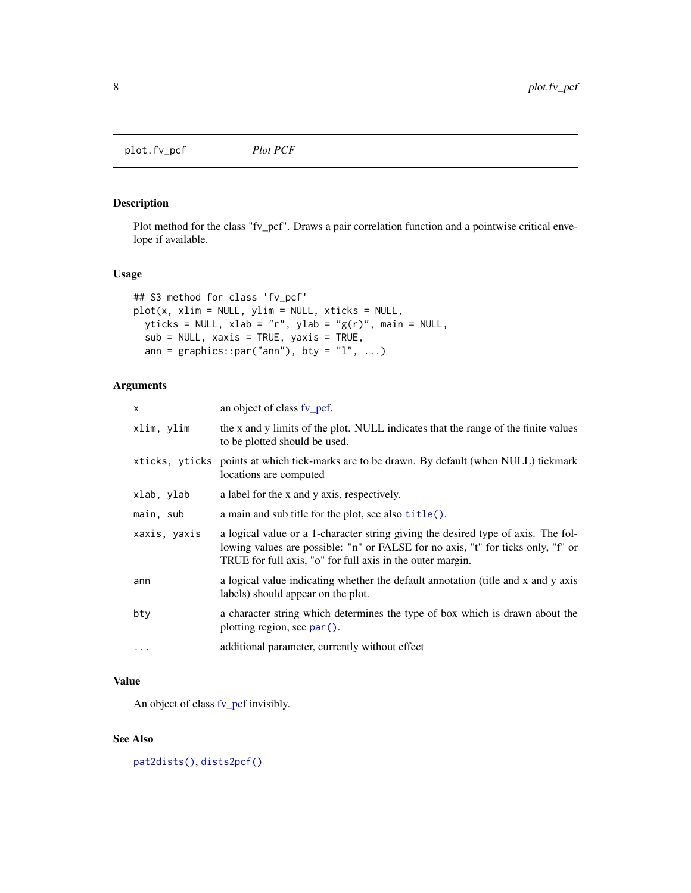`plot.fv_pcf` *Plot PCF*

## Description

Plot method for the class "fv_pcf". Draws a pair correlation function and a pointwise critical envelope if available.

## Usage

```
## S3 method for class 'fv_pcf'
plot(x, xlim = NULL, ylim = NULL, xticks = NULL,
  yticks = NULL, xlab = "r", ylab = "g(r)", main = NULL,
  sub = NULL, xaxis = TRUE, yaxis = TRUE,
  ann = graphics::par("ann"), bty = "l", ...)
```

## Arguments

| | |
|---|---|
| `x` | an object of class fv_pcf. |
| `xlim, ylim` | the x and y limits of the plot. NULL indicates that the range of the finite values to be plotted should be used. |
| `xticks, yticks` | points at which tick-marks are to be drawn. By default (when NULL) tickmark locations are computed |
| `xlab, ylab` | a label for the x and y axis, respectively. |
| `main, sub` | a main and sub title for the plot, see also `title()`. |
| `xaxis, yaxis` | a logical value or a 1-character string giving the desired type of axis. The following values are possible: "n" or FALSE for no axis, "t" for ticks only, "f" or TRUE for full axis, "o" for full axis in the outer margin. |
| `ann` | a logical value indicating whether the default annotation (title and x and y axis labels) should appear on the plot. |
| `bty` | a character string which determines the type of box which is drawn about the plotting region, see `par()`. |
| `...` | additional parameter, currently without effect |

## Value

An object of class fv_pcf invisibly.

## See Also

`pat2dists()`, `dists2pcf()`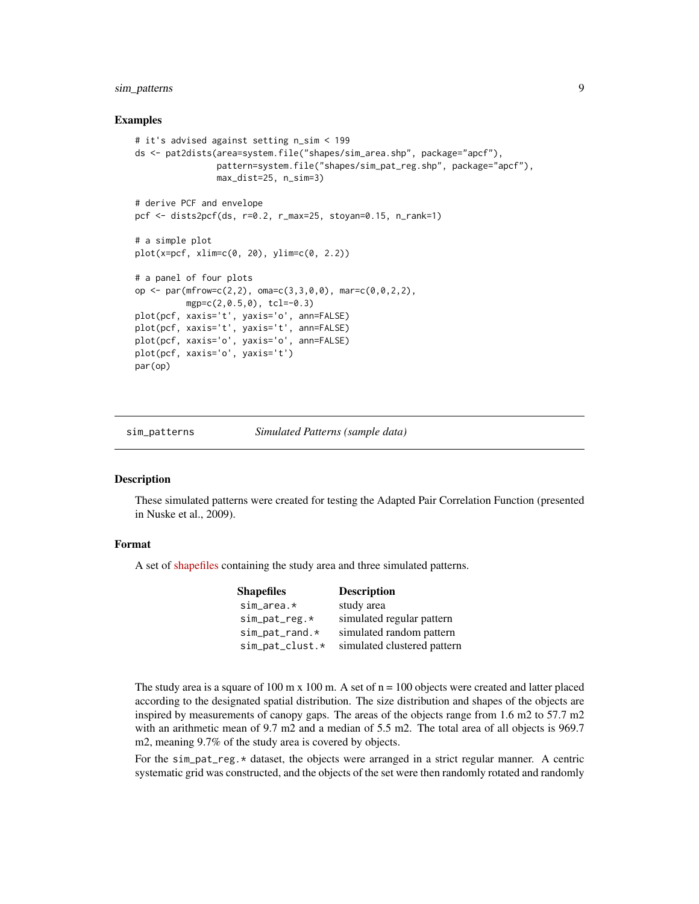## Examples

```
# it's advised against setting n_sim < 199
ds <- pat2dists(area=system.file("shapes/sim_area.shp", package="apcf"),
                pattern=system.file("shapes/sim_pat_reg.shp", package="apcf"),
                max_dist=25, n_sim=3)

# derive PCF and envelope
pcf <- dists2pcf(ds, r=0.2, r_max=25, stoyan=0.15, n_rank=1)

# a simple plot
plot(x=pcf, xlim=c(0, 20), ylim=c(0, 2.2))

# a panel of four plots
op <- par(mfrow=c(2,2), oma=c(3,3,0,0), mar=c(0,0,2,2),
          mgp=c(2,0.5,0), tcl=-0.3)
plot(pcf, xaxis='t', yaxis='o', ann=FALSE)
plot(pcf, xaxis='t', yaxis='t', ann=FALSE)
plot(pcf, xaxis='o', yaxis='o', ann=FALSE)
plot(pcf, xaxis='o', yaxis='t')
par(op)
```

---

# sim_patterns *Simulated Patterns (sample data)*

## Description

These simulated patterns were created for testing the Adapted Pair Correlation Function (presented in Nuske et al., 2009).

## Format

A set of shapefiles containing the study area and three simulated patterns.

| Shapefiles | Description |
|---|---|
| `sim_area.*` | study area |
| `sim_pat_reg.*` | simulated regular pattern |
| `sim_pat_rand.*` | simulated random pattern |
| `sim_pat_clust.*` | simulated clustered pattern |

The study area is a square of 100 m x 100 m. A set of n = 100 objects were created and latter placed according to the designated spatial distribution. The size distribution and shapes of the objects are inspired by measurements of canopy gaps. The areas of the objects range from 1.6 m2 to 57.7 m2 with an arithmetic mean of 9.7 m2 and a median of 5.5 m2. The total area of all objects is 969.7 m2, meaning 9.7% of the study area is covered by objects.

For the `sim_pat_reg.*` dataset, the objects were arranged in a strict regular manner. A centric systematic grid was constructed, and the objects of the set were then randomly rotated and randomly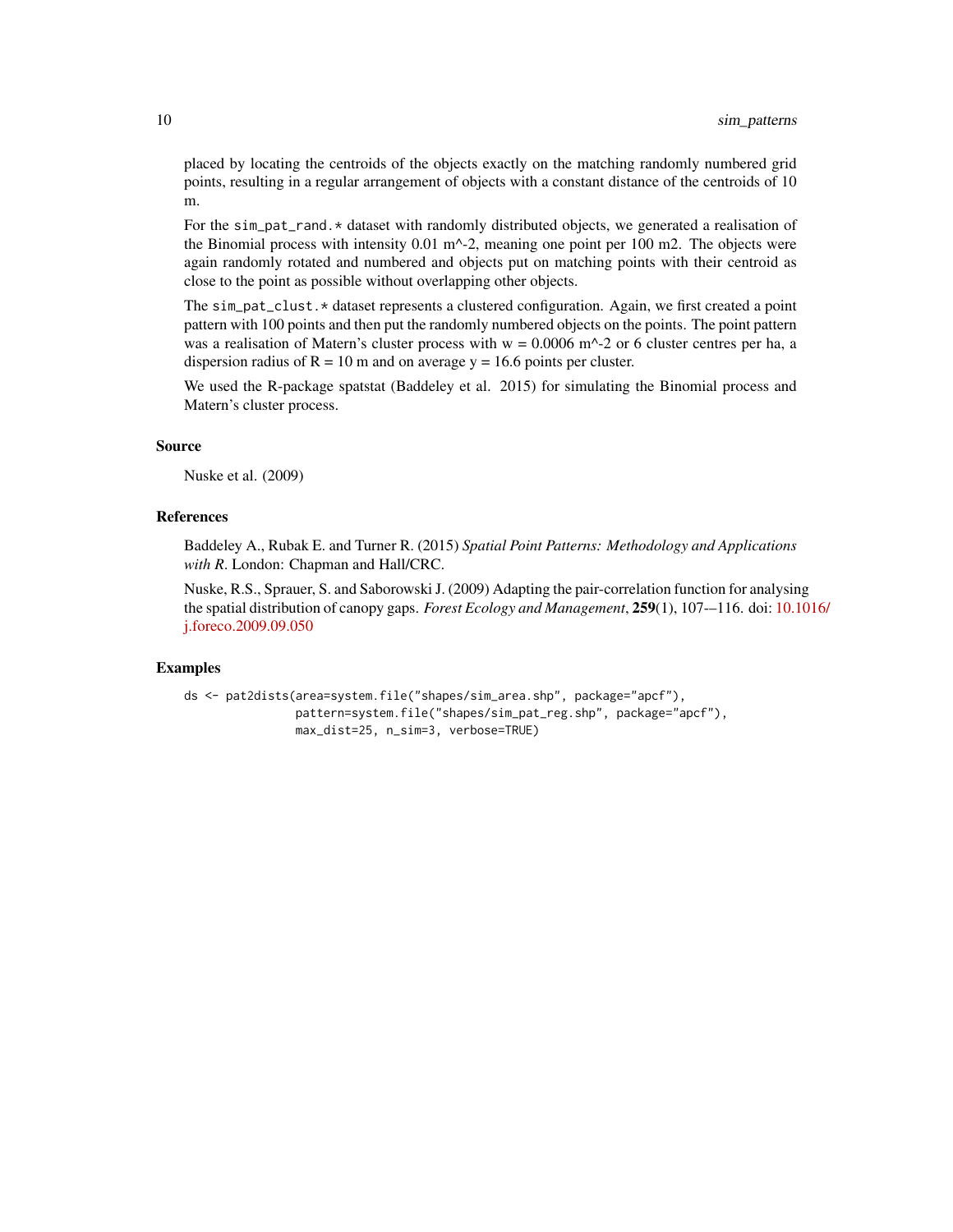placed by locating the centroids of the objects exactly on the matching randomly numbered grid points, resulting in a regular arrangement of objects with a constant distance of the centroids of 10 m.

For the `sim_pat_rand.*` dataset with randomly distributed objects, we generated a realisation of the Binomial process with intensity 0.01 m^-2, meaning one point per 100 m2. The objects were again randomly rotated and numbered and objects put on matching points with their centroid as close to the point as possible without overlapping other objects.

The `sim_pat_clust.*` dataset represents a clustered configuration. Again, we first created a point pattern with 100 points and then put the randomly numbered objects on the points. The point pattern was a realisation of Matern's cluster process with w = 0.0006 m^-2 or 6 cluster centres per ha, a dispersion radius of R = 10 m and on average y = 16.6 points per cluster.

We used the R-package spatstat (Baddeley et al. 2015) for simulating the Binomial process and Matern's cluster process.

### Source

Nuske et al. (2009)

### References

Baddeley A., Rubak E. and Turner R. (2015) *Spatial Point Patterns: Methodology and Applications with R*. London: Chapman and Hall/CRC.

Nuske, R.S., Sprauer, S. and Saborowski J. (2009) Adapting the pair-correlation function for analysing the spatial distribution of canopy gaps. *Forest Ecology and Management*, **259**(1), 107-–116. doi: 10.1016/j.foreco.2009.09.050

### Examples

```
ds <- pat2dists(area=system.file("shapes/sim_area.shp", package="apcf"),
                pattern=system.file("shapes/sim_pat_reg.shp", package="apcf"),
                max_dist=25, n_sim=3, verbose=TRUE)
```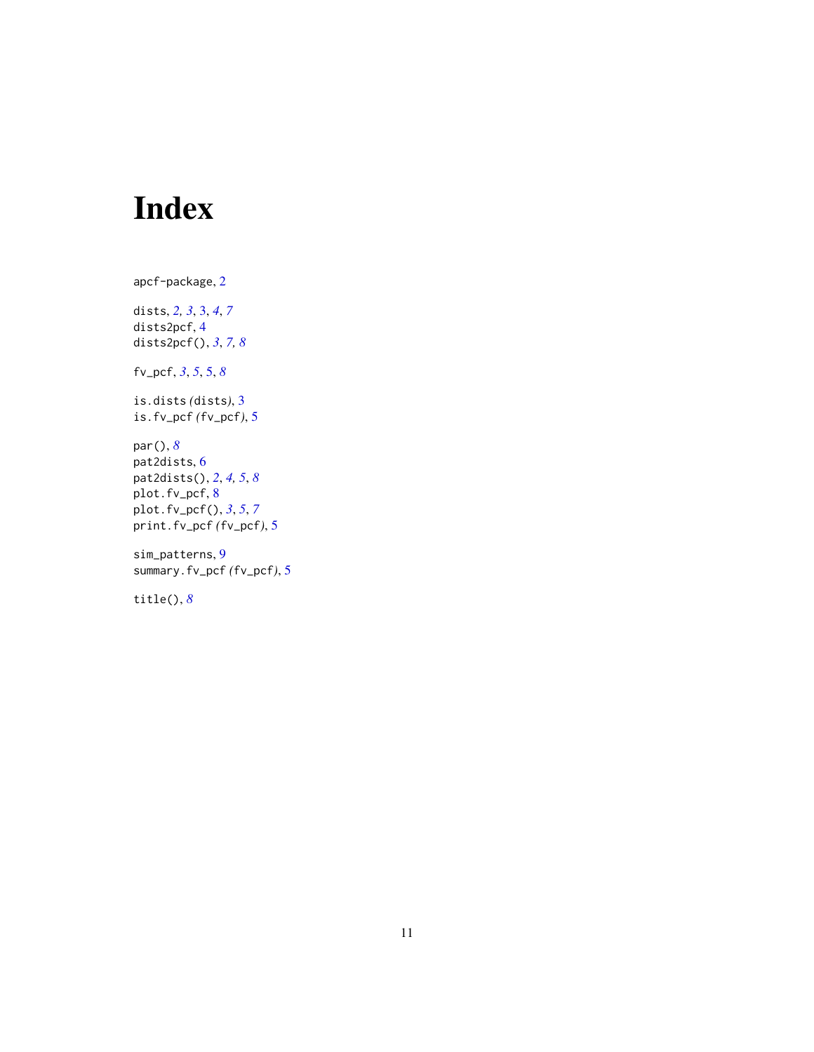# Index

apcf-package, 2

dists, *2, 3*, 3, *4*, *7*
dists2pcf, 4
dists2pcf(), *3*, *7, 8*

fv_pcf, *3*, *5*, 5, *8*

is.dists *(*dists*)*, 3
is.fv_pcf *(*fv_pcf*)*, 5

par(), *8*
pat2dists, 6
pat2dists(), *2*, *4, 5*, *8*
plot.fv_pcf, 8
plot.fv_pcf(), *3*, *5*, *7*
print.fv_pcf *(*fv_pcf*)*, 5

sim_patterns, 9
summary.fv_pcf *(*fv_pcf*)*, 5

title(), *8*